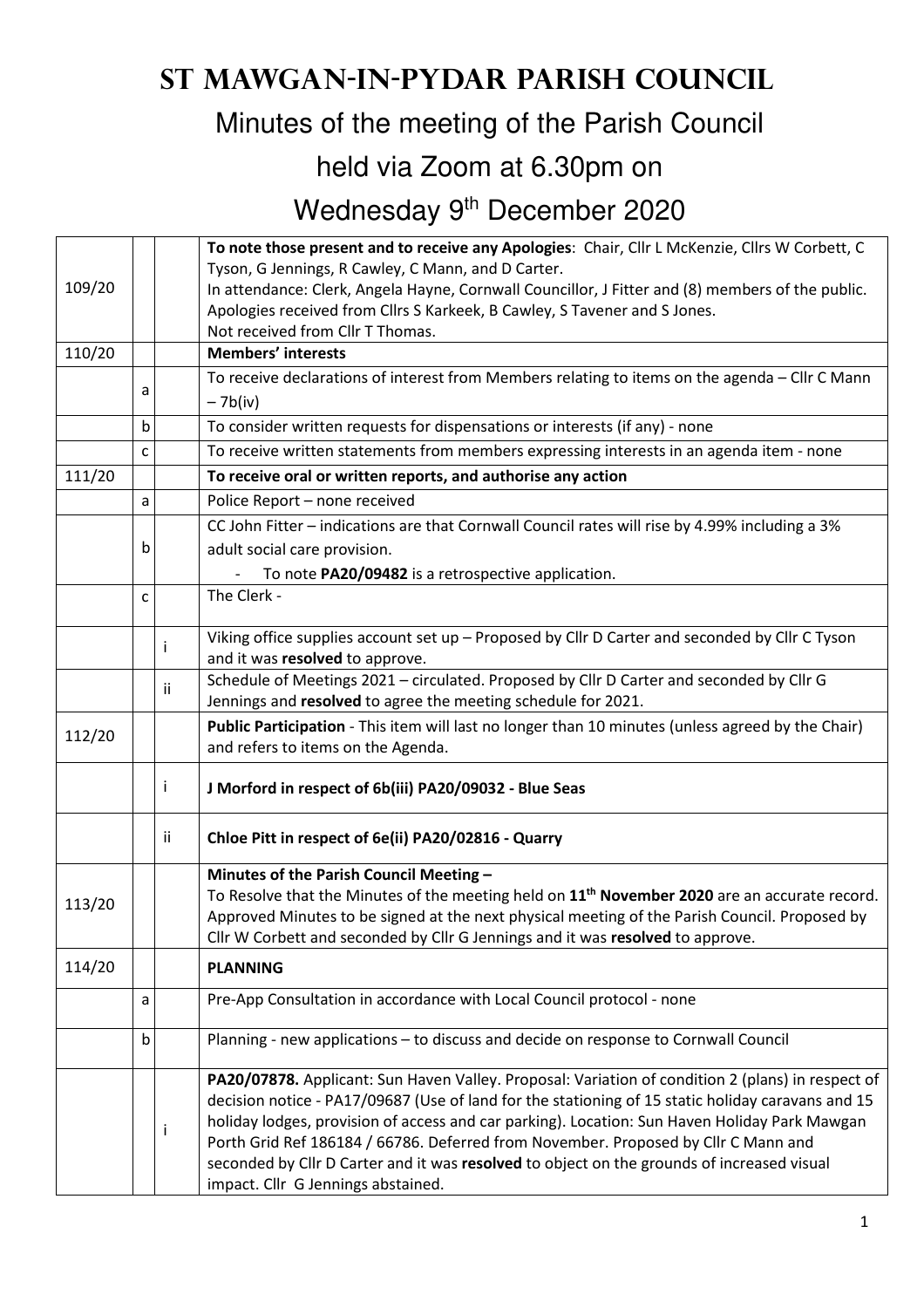# St Mawgan-in-Pydar Parish Council

## Minutes of the meeting of the Parish Council held via Zoom at 6.30pm on Wednesday 9th December 2020

| | | | |
|---|---|---|---|
| 109/20 | | | **To note those present and to receive any Apologies**: Chair, Cllr L McKenzie, Cllrs W Corbett, C Tyson, G Jennings, R Cawley, C Mann, and D Carter.<br>In attendance: Clerk, Angela Hayne, Cornwall Councillor, J Fitter and (8) members of the public.<br>Apologies received from Cllrs S Karkeek, B Cawley, S Tavener and S Jones.<br>Not received from Cllr T Thomas. |
| 110/20 | | | **Members' interests** |
| | a | | To receive declarations of interest from Members relating to items on the agenda – Cllr C Mann – 7b(iv) |
| | b | | To consider written requests for dispensations or interests (if any) - none |
| | c | | To receive written statements from members expressing interests in an agenda item - none |
| 111/20 | | | **To receive oral or written reports, and authorise any action** |
| | a | | Police Report – none received |
| | b | | CC John Fitter – indications are that Cornwall Council rates will rise by 4.99% including a 3% adult social care provision.<br>- To note **PA20/09482** is a retrospective application. |
| | c | | The Clerk - |
| | | i | Viking office supplies account set up – Proposed by Cllr D Carter and seconded by Cllr C Tyson and it was **resolved** to approve. |
| | | ii | Schedule of Meetings 2021 – circulated. Proposed by Cllr D Carter and seconded by Cllr G Jennings and **resolved** to agree the meeting schedule for 2021. |
| 112/20 | | | **Public Participation** - This item will last no longer than 10 minutes (unless agreed by the Chair) and refers to items on the Agenda. |
| | | i | **J Morford in respect of 6b(iii) PA20/09032 - Blue Seas** |
| | | ii | **Chloe Pitt in respect of 6e(ii) PA20/02816 - Quarry** |
| 113/20 | | | **Minutes of the Parish Council Meeting –**<br>To Resolve that the Minutes of the meeting held on **11th November 2020** are an accurate record. Approved Minutes to be signed at the next physical meeting of the Parish Council. Proposed by Cllr W Corbett and seconded by Cllr G Jennings and it was **resolved** to approve. |
| 114/20 | | | **PLANNING** |
| | a | | Pre-App Consultation in accordance with Local Council protocol - none |
| | b | | Planning - new applications – to discuss and decide on response to Cornwall Council |
| | | i | **PA20/07878.** Applicant: Sun Haven Valley. Proposal: Variation of condition 2 (plans) in respect of decision notice - PA17/09687 (Use of land for the stationing of 15 static holiday caravans and 15 holiday lodges, provision of access and car parking). Location: Sun Haven Holiday Park Mawgan Porth Grid Ref 186184 / 66786. Deferred from November. Proposed by Cllr C Mann and seconded by Cllr D Carter and it was **resolved** to object on the grounds of increased visual impact. Cllr G Jennings abstained. |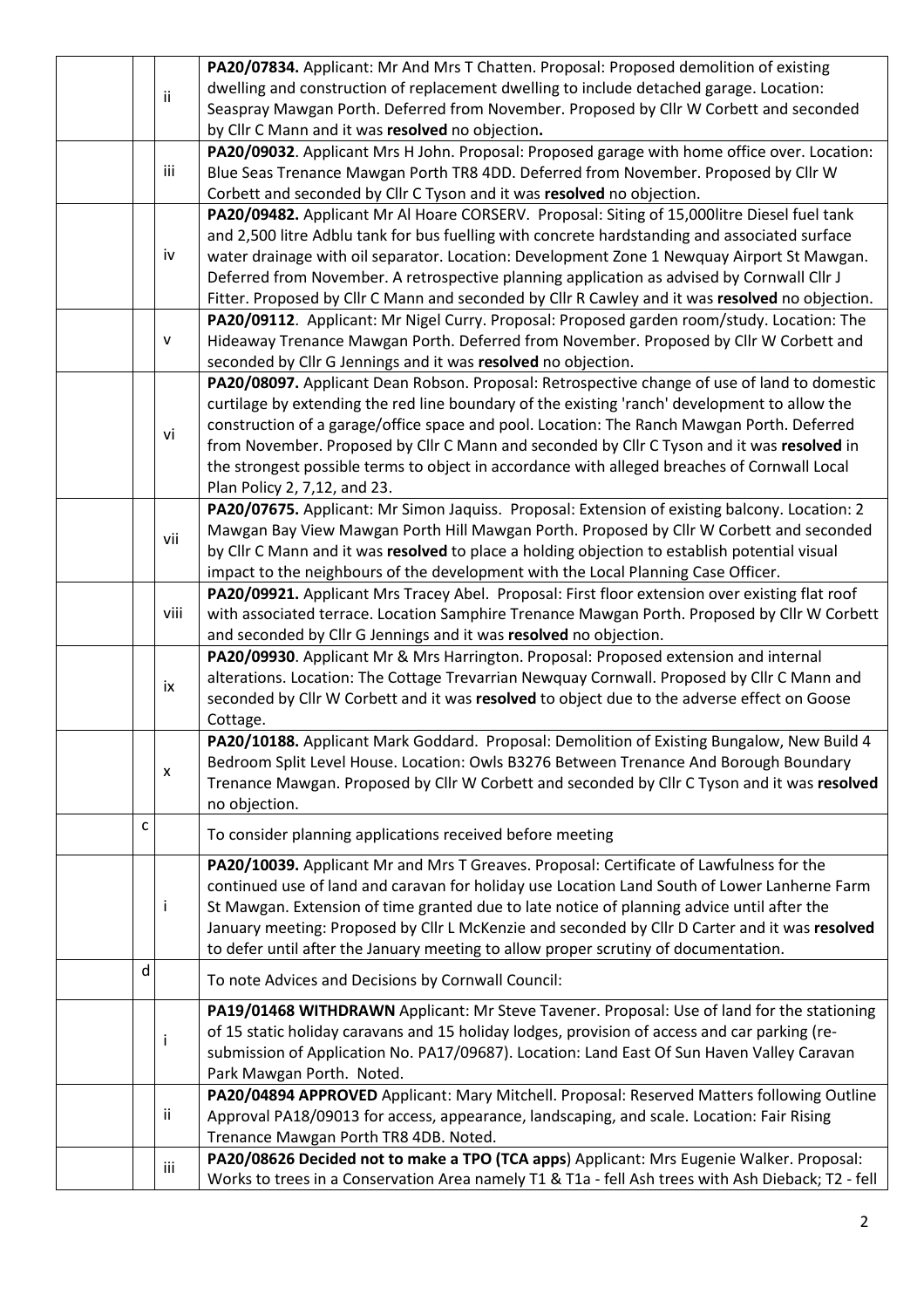| | | | |
|---|---|---|---|
| | | ii | **PA20/07834.** Applicant: Mr And Mrs T Chatten. Proposal: Proposed demolition of existing dwelling and construction of replacement dwelling to include detached garage. Location: Seaspray Mawgan Porth. Deferred from November. Proposed by Cllr W Corbett and seconded by Cllr C Mann and it was **resolved** no objection**.** |
| | | iii | **PA20/09032**. Applicant Mrs H John. Proposal: Proposed garage with home office over. Location: Blue Seas Trenance Mawgan Porth TR8 4DD. Deferred from November. Proposed by Cllr W Corbett and seconded by Cllr C Tyson and it was **resolved** no objection. |
| | | iv | **PA20/09482.** Applicant Mr Al Hoare CORSERV. Proposal: Siting of 15,000litre Diesel fuel tank and 2,500 litre Adblu tank for bus fuelling with concrete hardstanding and associated surface water drainage with oil separator. Location: Development Zone 1 Newquay Airport St Mawgan. Deferred from November. A retrospective planning application as advised by Cornwall Cllr J Fitter. Proposed by Cllr C Mann and seconded by Cllr R Cawley and it was **resolved** no objection. |
| | | v | **PA20/09112**. Applicant: Mr Nigel Curry. Proposal: Proposed garden room/study. Location: The Hideaway Trenance Mawgan Porth. Deferred from November. Proposed by Cllr W Corbett and seconded by Cllr G Jennings and it was **resolved** no objection. |
| | | vi | **PA20/08097.** Applicant Dean Robson. Proposal: Retrospective change of use of land to domestic curtilage by extending the red line boundary of the existing 'ranch' development to allow the construction of a garage/office space and pool. Location: The Ranch Mawgan Porth. Deferred from November. Proposed by Cllr C Mann and seconded by Cllr C Tyson and it was **resolved** in the strongest possible terms to object in accordance with alleged breaches of Cornwall Local Plan Policy 2, 7,12, and 23. |
| | | vii | **PA20/07675.** Applicant: Mr Simon Jaquiss. Proposal: Extension of existing balcony. Location: 2 Mawgan Bay View Mawgan Porth Hill Mawgan Porth. Proposed by Cllr W Corbett and seconded by Cllr C Mann and it was **resolved** to place a holding objection to establish potential visual impact to the neighbours of the development with the Local Planning Case Officer. |
| | | viii | **PA20/09921.** Applicant Mrs Tracey Abel. Proposal: First floor extension over existing flat roof with associated terrace. Location Samphire Trenance Mawgan Porth. Proposed by Cllr W Corbett and seconded by Cllr G Jennings and it was **resolved** no objection. |
| | | ix | **PA20/09930**. Applicant Mr & Mrs Harrington. Proposal: Proposed extension and internal alterations. Location: The Cottage Trevarrian Newquay Cornwall. Proposed by Cllr C Mann and seconded by Cllr W Corbett and it was **resolved** to object due to the adverse effect on Goose Cottage. |
| | | x | **PA20/10188.** Applicant Mark Goddard. Proposal: Demolition of Existing Bungalow, New Build 4 Bedroom Split Level House. Location: Owls B3276 Between Trenance And Borough Boundary Trenance Mawgan. Proposed by Cllr W Corbett and seconded by Cllr C Tyson and it was **resolved** no objection. |
| | c | | To consider planning applications received before meeting |
| | | i | **PA20/10039.** Applicant Mr and Mrs T Greaves. Proposal: Certificate of Lawfulness for the continued use of land and caravan for holiday use Location Land South of Lower Lanherne Farm St Mawgan. Extension of time granted due to late notice of planning advice until after the January meeting: Proposed by Cllr L McKenzie and seconded by Cllr D Carter and it was **resolved** to defer until after the January meeting to allow proper scrutiny of documentation. |
| | d | | To note Advices and Decisions by Cornwall Council: |
| | | i | **PA19/01468 WITHDRAWN** Applicant: Mr Steve Tavener. Proposal: Use of land for the stationing of 15 static holiday caravans and 15 holiday lodges, provision of access and car parking (re-submission of Application No. PA17/09687). Location: Land East Of Sun Haven Valley Caravan Park Mawgan Porth. Noted. |
| | | ii | **PA20/04894 APPROVED** Applicant: Mary Mitchell. Proposal: Reserved Matters following Outline Approval PA18/09013 for access, appearance, landscaping, and scale. Location: Fair Rising Trenance Mawgan Porth TR8 4DB. Noted. |
| | | iii | **PA20/08626 Decided not to make a TPO (TCA apps**) Applicant: Mrs Eugenie Walker. Proposal: Works to trees in a Conservation Area namely T1 & T1a - fell Ash trees with Ash Dieback; T2 - fell |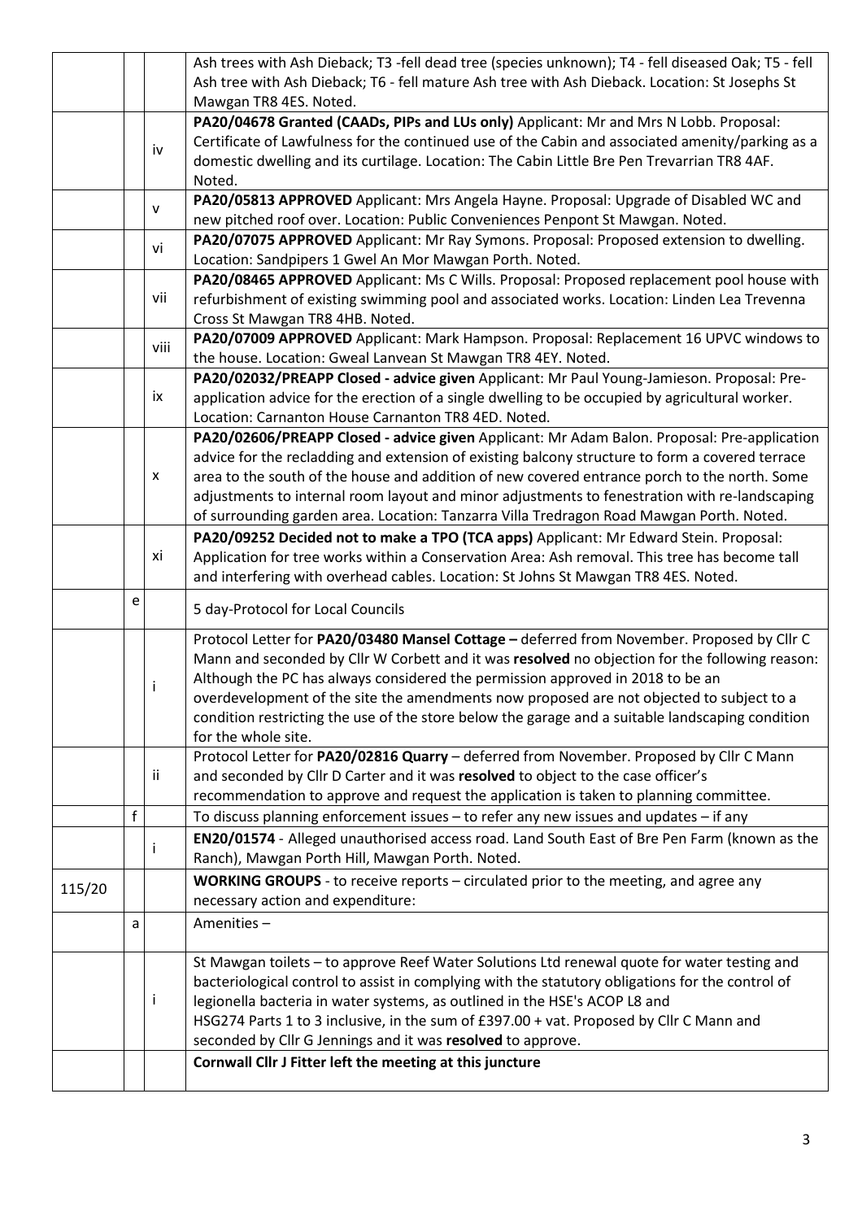| | | | |
|---|---|---|---|
| | | | Ash trees with Ash Dieback; T3 -fell dead tree (species unknown); T4 - fell diseased Oak; T5 - fell Ash tree with Ash Dieback; T6 - fell mature Ash tree with Ash Dieback. Location: St Josephs St Mawgan TR8 4ES. Noted. |
| | | iv | **PA20/04678 Granted (CAADs, PIPs and LUs only)** Applicant: Mr and Mrs N Lobb. Proposal: Certificate of Lawfulness for the continued use of the Cabin and associated amenity/parking as a domestic dwelling and its curtilage. Location: The Cabin Little Bre Pen Trevarrian TR8 4AF. Noted. |
| | | v | **PA20/05813 APPROVED** Applicant: Mrs Angela Hayne. Proposal: Upgrade of Disabled WC and new pitched roof over. Location: Public Conveniences Penpont St Mawgan. Noted. |
| | | vi | **PA20/07075 APPROVED** Applicant: Mr Ray Symons. Proposal: Proposed extension to dwelling. Location: Sandpipers 1 Gwel An Mor Mawgan Porth. Noted. |
| | | vii | **PA20/08465 APPROVED** Applicant: Ms C Wills. Proposal: Proposed replacement pool house with refurbishment of existing swimming pool and associated works. Location: Linden Lea Trevenna Cross St Mawgan TR8 4HB. Noted. |
| | | viii | **PA20/07009 APPROVED** Applicant: Mark Hampson. Proposal: Replacement 16 UPVC windows to the house. Location: Gweal Lanvean St Mawgan TR8 4EY. Noted. |
| | | ix | **PA20/02032/PREAPP Closed - advice given** Applicant: Mr Paul Young-Jamieson. Proposal: Pre-application advice for the erection of a single dwelling to be occupied by agricultural worker. Location: Carnanton House Carnanton TR8 4ED. Noted. |
| | | x | **PA20/02606/PREAPP Closed - advice given** Applicant: Mr Adam Balon. Proposal: Pre-application advice for the recladding and extension of existing balcony structure to form a covered terrace area to the south of the house and addition of new covered entrance porch to the north. Some adjustments to internal room layout and minor adjustments to fenestration with re-landscaping of surrounding garden area. Location: Tanzarra Villa Tredragon Road Mawgan Porth. Noted. |
| | | xi | **PA20/09252 Decided not to make a TPO (TCA apps)** Applicant: Mr Edward Stein. Proposal: Application for tree works within a Conservation Area: Ash removal. This tree has become tall and interfering with overhead cables. Location: St Johns St Mawgan TR8 4ES. Noted. |
| | e | | 5 day-Protocol for Local Councils |
| | | i | Protocol Letter for **PA20/03480 Mansel Cottage –** deferred from November. Proposed by Cllr C Mann and seconded by Cllr W Corbett and it was **resolved** no objection for the following reason: Although the PC has always considered the permission approved in 2018 to be an overdevelopment of the site the amendments now proposed are not objected to subject to a condition restricting the use of the store below the garage and a suitable landscaping condition for the whole site. |
| | | ii | Protocol Letter for **PA20/02816 Quarry** – deferred from November. Proposed by Cllr C Mann and seconded by Cllr D Carter and it was **resolved** to object to the case officer's recommendation to approve and request the application is taken to planning committee. |
| | f | | To discuss planning enforcement issues – to refer any new issues and updates – if any |
| | | i | **EN20/01574** - Alleged unauthorised access road. Land South East of Bre Pen Farm (known as the Ranch), Mawgan Porth Hill, Mawgan Porth. Noted. |
| 115/20 | | | **WORKING GROUPS** - to receive reports – circulated prior to the meeting, and agree any necessary action and expenditure: |
| | a | | Amenities – |
| | | i | St Mawgan toilets – to approve Reef Water Solutions Ltd renewal quote for water testing and bacteriological control to assist in complying with the statutory obligations for the control of legionella bacteria in water systems, as outlined in the HSE's ACOP L8 and HSG274 Parts 1 to 3 inclusive, in the sum of £397.00 + vat. Proposed by Cllr C Mann and seconded by Cllr G Jennings and it was **resolved** to approve. |
| | | | **Cornwall Cllr J Fitter left the meeting at this juncture** |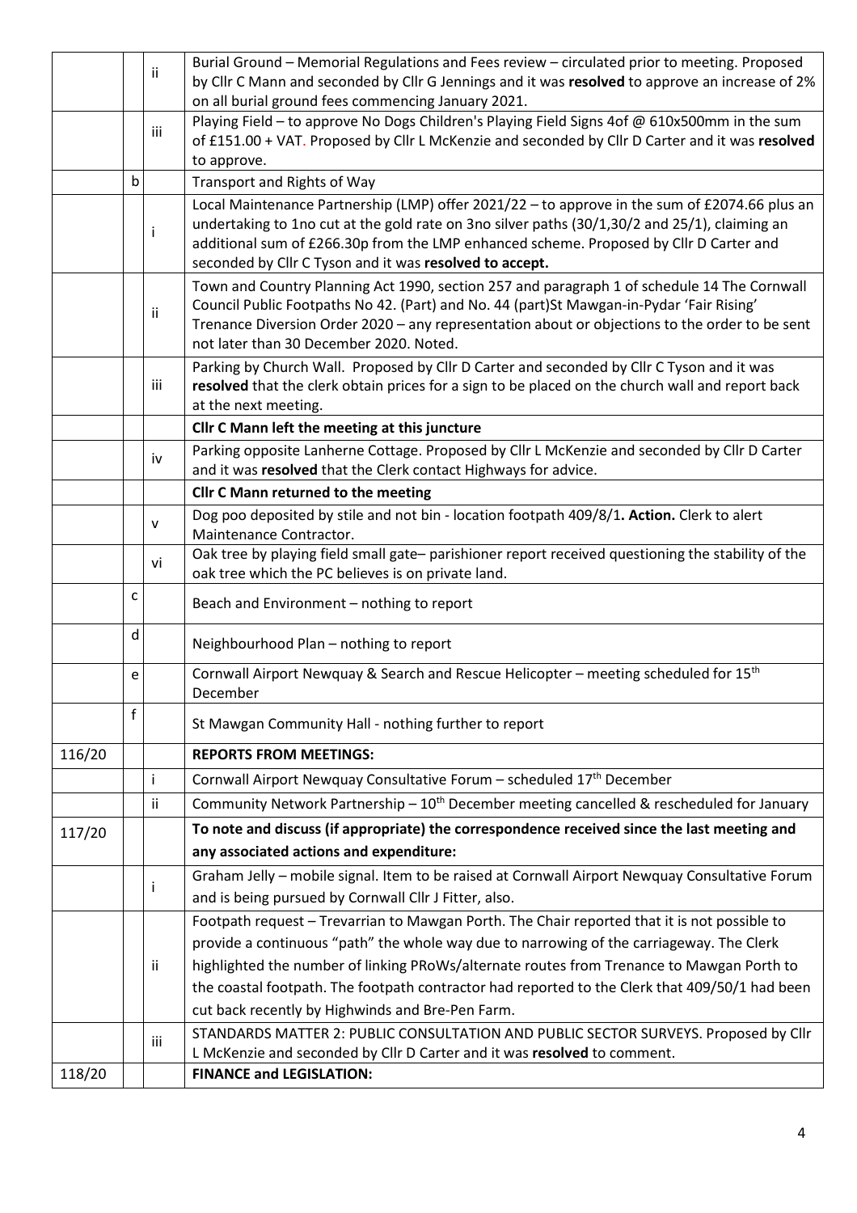| | | | |
|---|---|---|---|
| | | ii | Burial Ground – Memorial Regulations and Fees review – circulated prior to meeting. Proposed by Cllr C Mann and seconded by Cllr G Jennings and it was **resolved** to approve an increase of 2% on all burial ground fees commencing January 2021. |
| | | iii | Playing Field – to approve No Dogs Children's Playing Field Signs 4of @ 610x500mm in the sum of £151.00 + VAT. Proposed by Cllr L McKenzie and seconded by Cllr D Carter and it was **resolved** to approve. |
| | b | | Transport and Rights of Way |
| | | i | Local Maintenance Partnership (LMP) offer 2021/22 – to approve in the sum of £2074.66 plus an undertaking to 1no cut at the gold rate on 3no silver paths (30/1,30/2 and 25/1), claiming an additional sum of £266.30p from the LMP enhanced scheme. Proposed by Cllr D Carter and seconded by Cllr C Tyson and it was **resolved to accept.** |
| | | ii | Town and Country Planning Act 1990, section 257 and paragraph 1 of schedule 14 The Cornwall Council Public Footpaths No 42. (Part) and No. 44 (part)St Mawgan-in-Pydar 'Fair Rising' Trenance Diversion Order 2020 – any representation about or objections to the order to be sent not later than 30 December 2020. Noted. |
| | | iii | Parking by Church Wall. Proposed by Cllr D Carter and seconded by Cllr C Tyson and it was **resolved** that the clerk obtain prices for a sign to be placed on the church wall and report back at the next meeting. |
| | | | **Cllr C Mann left the meeting at this juncture** |
| | | iv | Parking opposite Lanherne Cottage. Proposed by Cllr L McKenzie and seconded by Cllr D Carter and it was **resolved** that the Clerk contact Highways for advice. |
| | | | **Cllr C Mann returned to the meeting** |
| | | v | Dog poo deposited by stile and not bin - location footpath 409/8/1**. Action.** Clerk to alert Maintenance Contractor. |
| | | vi | Oak tree by playing field small gate– parishioner report received questioning the stability of the oak tree which the PC believes is on private land. |
| | c | | Beach and Environment – nothing to report |
| | d | | Neighbourhood Plan – nothing to report |
| | e | | Cornwall Airport Newquay & Search and Rescue Helicopter – meeting scheduled for 15th December |
| | f | | St Mawgan Community Hall - nothing further to report |
| 116/20 | | | **REPORTS FROM MEETINGS:** |
| | | i | Cornwall Airport Newquay Consultative Forum – scheduled 17th December |
| | | ii | Community Network Partnership – 10th December meeting cancelled & rescheduled for January |
| 117/20 | | | **To note and discuss (if appropriate) the correspondence received since the last meeting and any associated actions and expenditure:** |
| | | i | Graham Jelly – mobile signal. Item to be raised at Cornwall Airport Newquay Consultative Forum and is being pursued by Cornwall Cllr J Fitter, also. |
| | | ii | Footpath request – Trevarrian to Mawgan Porth. The Chair reported that it is not possible to provide a continuous "path" the whole way due to narrowing of the carriageway. The Clerk highlighted the number of linking PRoWs/alternate routes from Trenance to Mawgan Porth to the coastal footpath. The footpath contractor had reported to the Clerk that 409/50/1 had been cut back recently by Highwinds and Bre-Pen Farm. |
| | | iii | STANDARDS MATTER 2: PUBLIC CONSULTATION AND PUBLIC SECTOR SURVEYS. Proposed by Cllr L McKenzie and seconded by Cllr D Carter and it was **resolved** to comment. |
| 118/20 | | | **FINANCE and LEGISLATION:** |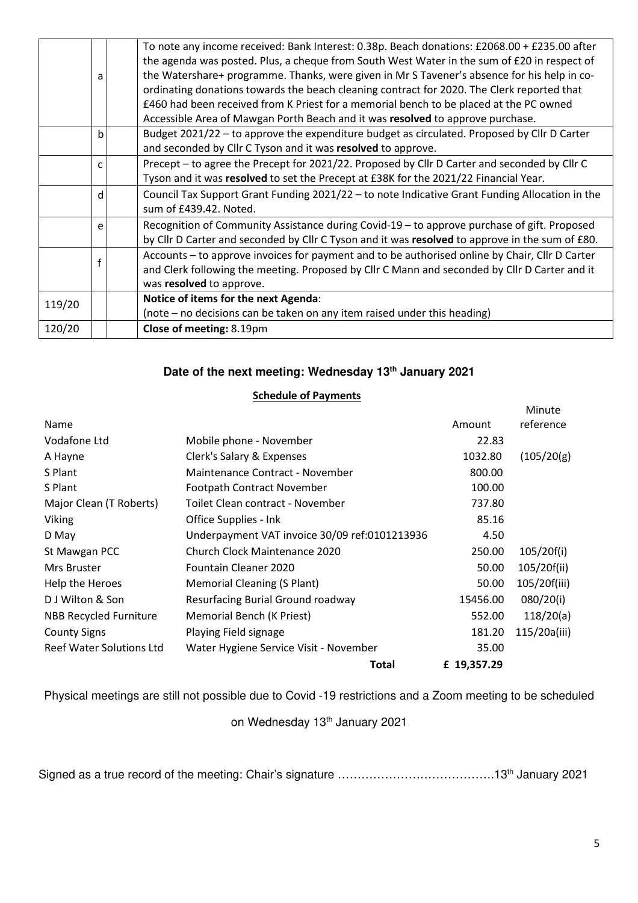| | | | |
|---|---|---|---|
| | a | | To note any income received: Bank Interest: 0.38p. Beach donations: £2068.00 + £235.00 after the agenda was posted. Plus, a cheque from South West Water in the sum of £20 in respect of the Watershare+ programme. Thanks, were given in Mr S Tavener's absence for his help in co-ordinating donations towards the beach cleaning contract for 2020. The Clerk reported that £460 had been received from K Priest for a memorial bench to be placed at the PC owned Accessible Area of Mawgan Porth Beach and it was **resolved** to approve purchase. |
| | b | | Budget 2021/22 – to approve the expenditure budget as circulated. Proposed by Cllr D Carter and seconded by Cllr C Tyson and it was **resolved** to approve. |
| | c | | Precept – to agree the Precept for 2021/22. Proposed by Cllr D Carter and seconded by Cllr C Tyson and it was **resolved** to set the Precept at £38K for the 2021/22 Financial Year. |
| | d | | Council Tax Support Grant Funding 2021/22 – to note Indicative Grant Funding Allocation in the sum of £439.42. Noted. |
| | e | | Recognition of Community Assistance during Covid-19 – to approve purchase of gift. Proposed by Cllr D Carter and seconded by Cllr C Tyson and it was **resolved** to approve in the sum of £80. |
| | f | | Accounts – to approve invoices for payment and to be authorised online by Chair, Cllr D Carter and Clerk following the meeting. Proposed by Cllr C Mann and seconded by Cllr D Carter and it was **resolved** to approve. |
| 119/20 | | | **Notice of items for the next Agenda**:<br>(note – no decisions can be taken on any item raised under this heading) |
| 120/20 | | | **Close of meeting:** 8.19pm |

**Date of the next meeting: Wednesday 13th January 2021**

**Schedule of Payments**

| Name | | Amount | Minute reference |
|---|---|---|---|
| Vodafone Ltd | Mobile phone - November | 22.83 | |
| A Hayne | Clerk's Salary & Expenses | 1032.80 | (105/20(g) |
| S Plant | Maintenance Contract - November | 800.00 | |
| S Plant | Footpath Contract November | 100.00 | |
| Major Clean (T Roberts) | Toilet Clean contract - November | 737.80 | |
| Viking | Office Supplies - Ink | 85.16 | |
| D May | Underpayment VAT invoice 30/09 ref:0101213936 | 4.50 | |
| St Mawgan PCC | Church Clock Maintenance 2020 | 250.00 | 105/20f(i) |
| Mrs Bruster | Fountain Cleaner 2020 | 50.00 | 105/20f(ii) |
| Help the Heroes | Memorial Cleaning (S Plant) | 50.00 | 105/20f(iii) |
| D J Wilton & Son | Resurfacing Burial Ground roadway | 15456.00 | 080/20(i) |
| NBB Recycled Furniture | Memorial Bench (K Priest) | 552.00 | 118/20(a) |
| County Signs | Playing Field signage | 181.20 | 115/20a(iii) |
| Reef Water Solutions Ltd | Water Hygiene Service Visit - November | 35.00 | |
| | **Total** | **£ 19,357.29** | |

Physical meetings are still not possible due to Covid -19 restrictions and a Zoom meeting to be scheduled on Wednesday 13th January 2021

Signed as a true record of the meeting: Chair's signature …………………………………13th January 2021